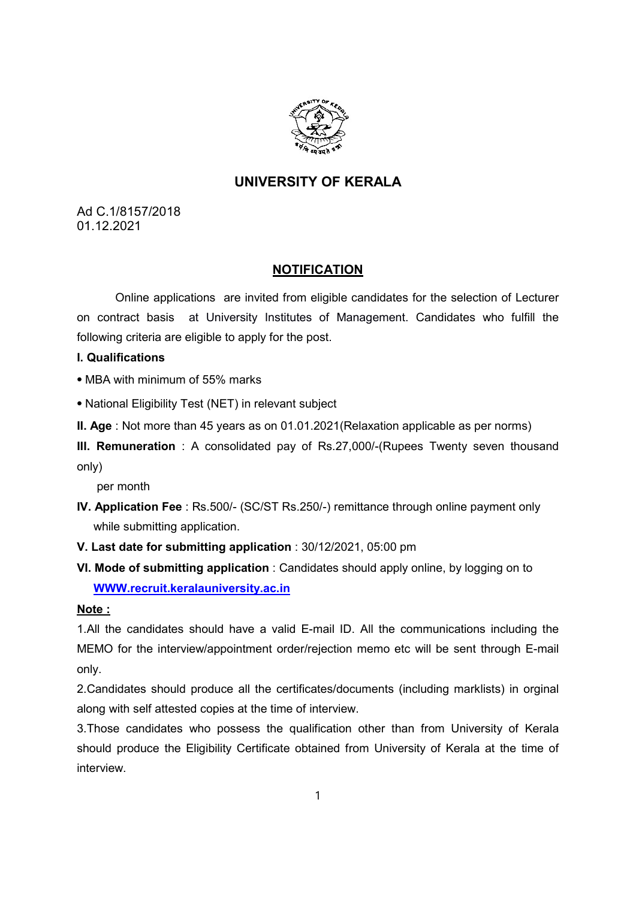# UNIVERSITY OF KERALA

Ad C.1/8157/2018
01.12.2021

## NOTIFICATION

Online applications are invited from eligible candidates for the selection of Lecturer on contract basis at University Institutes of Management. Candidates who fulfill the following criteria are eligible to apply for the post.

**I. Qualifications**

- MBA with minimum of 55% marks
- National Eligibility Test (NET) in relevant subject

**II. Age** : Not more than 45 years as on 01.01.2021(Relaxation applicable as per norms)

**III. Remuneration** : A consolidated pay of Rs.27,000/-(Rupees Twenty seven thousand only) per month

**IV. Application Fee** : Rs.500/- (SC/ST Rs.250/-) remittance through online payment only while submitting application.

**V. Last date for submitting application** : 30/12/2021, 05:00 pm

**VI. Mode of submitting application** : Candidates should apply online, by logging on to [WWW.recruit.keralauniversity.ac.in](WWW.recruit.keralauniversity.ac.in)

**Note :**

1.All the candidates should have a valid E-mail ID. All the communications including the MEMO for the interview/appointment order/rejection memo etc will be sent through E-mail only.

2.Candidates should produce all the certificates/documents (including marklists) in orginal along with self attested copies at the time of interview.

3.Those candidates who possess the qualification other than from University of Kerala should produce the Eligibility Certificate obtained from University of Kerala at the time of interview.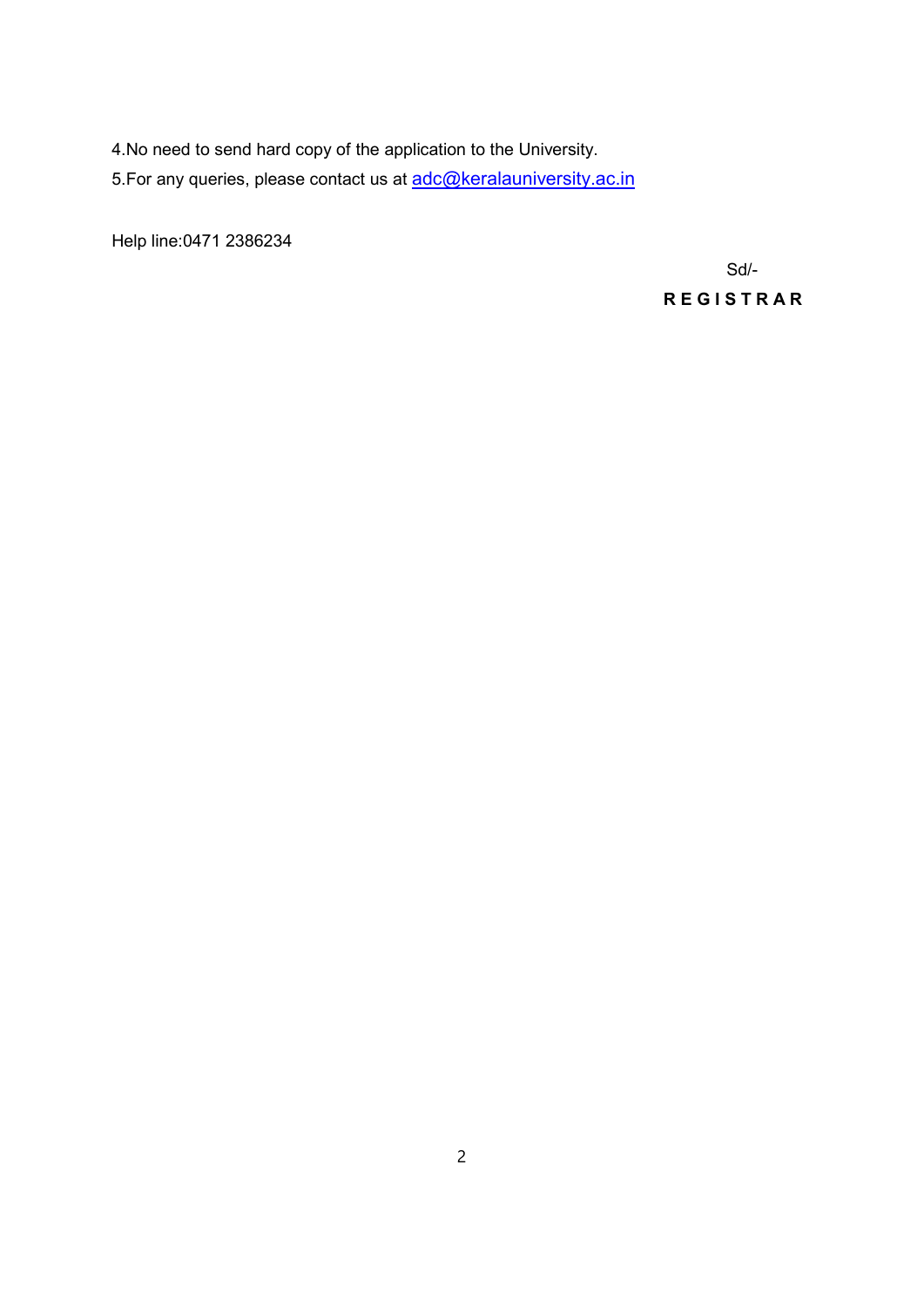4.No need to send hard copy of the application to the University.

5.For any queries, please contact us at adc@keralauniversity.ac.in

Help line:0471 2386234

Sd/-

**R E G I S T R A R**